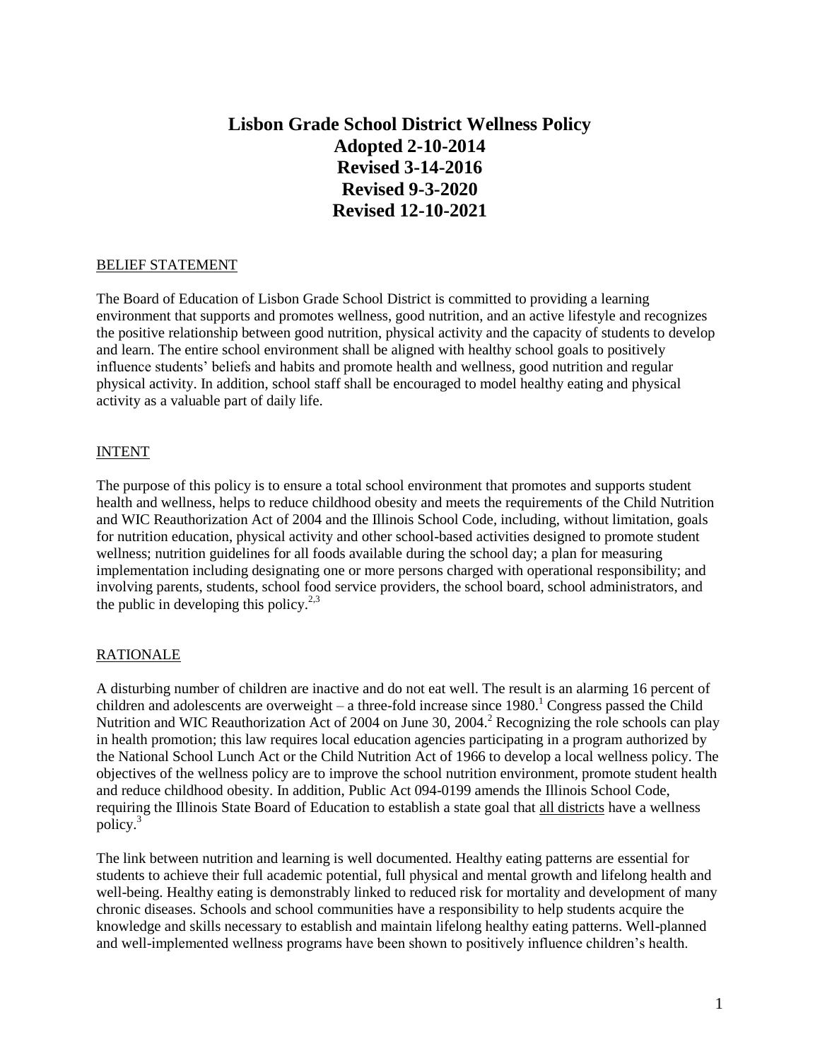# Lisbon Grade School District Wellness Policy
## Adopted 2-10-2014
## Revised 3-14-2016
## Revised 9-3-2020
## Revised 12-10-2021

### BELIEF STATEMENT

The Board of Education of Lisbon Grade School District is committed to providing a learning environment that supports and promotes wellness, good nutrition, and an active lifestyle and recognizes the positive relationship between good nutrition, physical activity and the capacity of students to develop and learn. The entire school environment shall be aligned with healthy school goals to positively influence students' beliefs and habits and promote health and wellness, good nutrition and regular physical activity. In addition, school staff shall be encouraged to model healthy eating and physical activity as a valuable part of daily life.

### INTENT

The purpose of this policy is to ensure a total school environment that promotes and supports student health and wellness, helps to reduce childhood obesity and meets the requirements of the Child Nutrition and WIC Reauthorization Act of 2004 and the Illinois School Code, including, without limitation, goals for nutrition education, physical activity and other school-based activities designed to promote student wellness; nutrition guidelines for all foods available during the school day; a plan for measuring implementation including designating one or more persons charged with operational responsibility; and involving parents, students, school food service providers, the school board, school administrators, and the public in developing this policy.[2,3]

### RATIONALE

A disturbing number of children are inactive and do not eat well. The result is an alarming 16 percent of children and adolescents are overweight – a three-fold increase since 1980.[1] Congress passed the Child Nutrition and WIC Reauthorization Act of 2004 on June 30, 2004.[2] Recognizing the role schools can play in health promotion; this law requires local education agencies participating in a program authorized by the National School Lunch Act or the Child Nutrition Act of 1966 to develop a local wellness policy. The objectives of the wellness policy are to improve the school nutrition environment, promote student health and reduce childhood obesity. In addition, Public Act 094-0199 amends the Illinois School Code, requiring the Illinois State Board of Education to establish a state goal that all districts have a wellness policy.[3]

The link between nutrition and learning is well documented. Healthy eating patterns are essential for students to achieve their full academic potential, full physical and mental growth and lifelong health and well-being. Healthy eating is demonstrably linked to reduced risk for mortality and development of many chronic diseases. Schools and school communities have a responsibility to help students acquire the knowledge and skills necessary to establish and maintain lifelong healthy eating patterns. Well-planned and well-implemented wellness programs have been shown to positively influence children's health.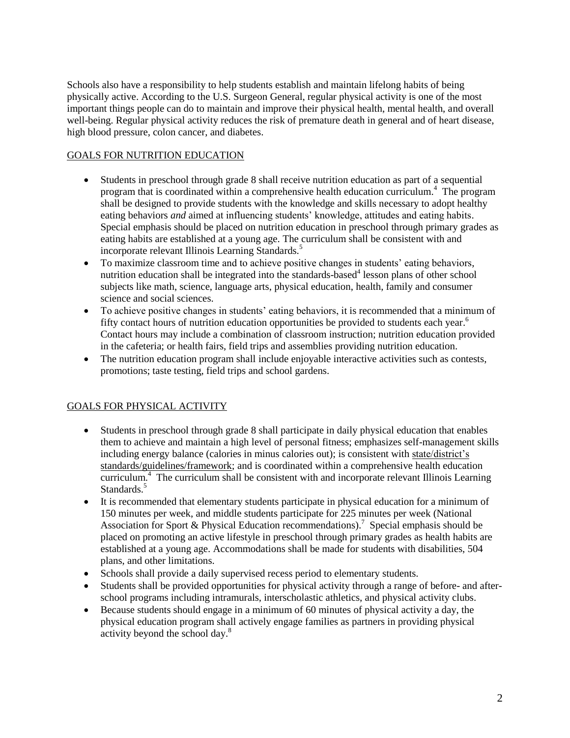Schools also have a responsibility to help students establish and maintain lifelong habits of being physically active. According to the U.S. Surgeon General, regular physical activity is one of the most important things people can do to maintain and improve their physical health, mental health, and overall well-being. Regular physical activity reduces the risk of premature death in general and of heart disease, high blood pressure, colon cancer, and diabetes.

## GOALS FOR NUTRITION EDUCATION

- Students in preschool through grade 8 shall receive nutrition education as part of a sequential program that is coordinated within a comprehensive health education curriculum.[4] The program shall be designed to provide students with the knowledge and skills necessary to adopt healthy eating behaviors *and* aimed at influencing students' knowledge, attitudes and eating habits. Special emphasis should be placed on nutrition education in preschool through primary grades as eating habits are established at a young age. The curriculum shall be consistent with and incorporate relevant Illinois Learning Standards.[5]
- To maximize classroom time and to achieve positive changes in students' eating behaviors, nutrition education shall be integrated into the standards-based[4] lesson plans of other school subjects like math, science, language arts, physical education, health, family and consumer science and social sciences.
- To achieve positive changes in students' eating behaviors, it is recommended that a minimum of fifty contact hours of nutrition education opportunities be provided to students each year.[6] Contact hours may include a combination of classroom instruction; nutrition education provided in the cafeteria; or health fairs, field trips and assemblies providing nutrition education.
- The nutrition education program shall include enjoyable interactive activities such as contests, promotions; taste testing, field trips and school gardens.

## GOALS FOR PHYSICAL ACTIVITY

- Students in preschool through grade 8 shall participate in daily physical education that enables them to achieve and maintain a high level of personal fitness; emphasizes self-management skills including energy balance (calories in minus calories out); is consistent with state/district's standards/guidelines/framework; and is coordinated within a comprehensive health education curriculum.[4] The curriculum shall be consistent with and incorporate relevant Illinois Learning Standards.[5]
- It is recommended that elementary students participate in physical education for a minimum of 150 minutes per week, and middle students participate for 225 minutes per week (National Association for Sport & Physical Education recommendations).[7] Special emphasis should be placed on promoting an active lifestyle in preschool through primary grades as health habits are established at a young age. Accommodations shall be made for students with disabilities, 504 plans, and other limitations.
- Schools shall provide a daily supervised recess period to elementary students.
- Students shall be provided opportunities for physical activity through a range of before- and after-school programs including intramurals, interscholastic athletics, and physical activity clubs.
- Because students should engage in a minimum of 60 minutes of physical activity a day, the physical education program shall actively engage families as partners in providing physical activity beyond the school day.[8]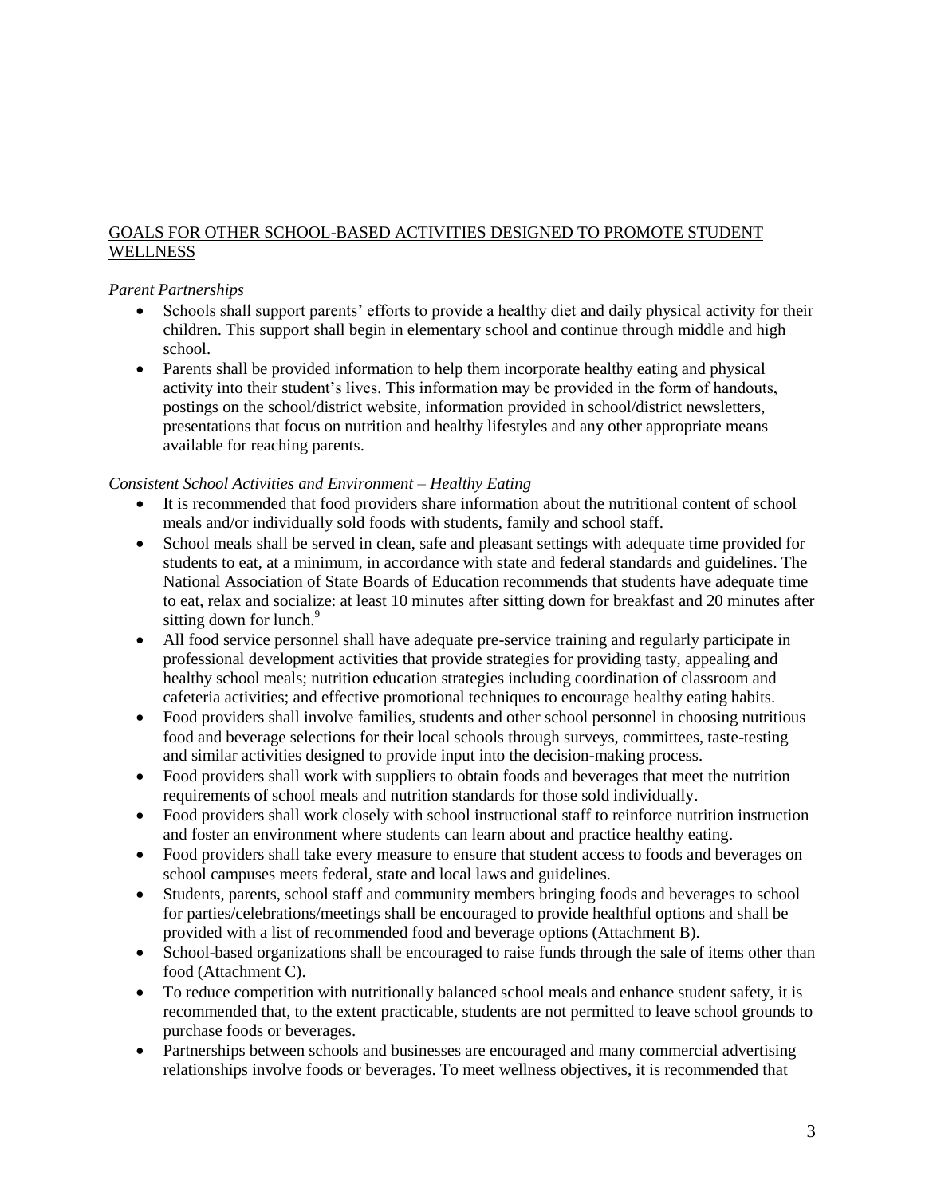## GOALS FOR OTHER SCHOOL-BASED ACTIVITIES DESIGNED TO PROMOTE STUDENT WELLNESS

*Parent Partnerships*

- Schools shall support parents' efforts to provide a healthy diet and daily physical activity for their children. This support shall begin in elementary school and continue through middle and high school.
- Parents shall be provided information to help them incorporate healthy eating and physical activity into their student's lives. This information may be provided in the form of handouts, postings on the school/district website, information provided in school/district newsletters, presentations that focus on nutrition and healthy lifestyles and any other appropriate means available for reaching parents.

*Consistent School Activities and Environment – Healthy Eating*

- It is recommended that food providers share information about the nutritional content of school meals and/or individually sold foods with students, family and school staff.
- School meals shall be served in clean, safe and pleasant settings with adequate time provided for students to eat, at a minimum, in accordance with state and federal standards and guidelines. The National Association of State Boards of Education recommends that students have adequate time to eat, relax and socialize: at least 10 minutes after sitting down for breakfast and 20 minutes after sitting down for lunch.[9]
- All food service personnel shall have adequate pre-service training and regularly participate in professional development activities that provide strategies for providing tasty, appealing and healthy school meals; nutrition education strategies including coordination of classroom and cafeteria activities; and effective promotional techniques to encourage healthy eating habits.
- Food providers shall involve families, students and other school personnel in choosing nutritious food and beverage selections for their local schools through surveys, committees, taste-testing and similar activities designed to provide input into the decision-making process.
- Food providers shall work with suppliers to obtain foods and beverages that meet the nutrition requirements of school meals and nutrition standards for those sold individually.
- Food providers shall work closely with school instructional staff to reinforce nutrition instruction and foster an environment where students can learn about and practice healthy eating.
- Food providers shall take every measure to ensure that student access to foods and beverages on school campuses meets federal, state and local laws and guidelines.
- Students, parents, school staff and community members bringing foods and beverages to school for parties/celebrations/meetings shall be encouraged to provide healthful options and shall be provided with a list of recommended food and beverage options (Attachment B).
- School-based organizations shall be encouraged to raise funds through the sale of items other than food (Attachment C).
- To reduce competition with nutritionally balanced school meals and enhance student safety, it is recommended that, to the extent practicable, students are not permitted to leave school grounds to purchase foods or beverages.
- Partnerships between schools and businesses are encouraged and many commercial advertising relationships involve foods or beverages. To meet wellness objectives, it is recommended that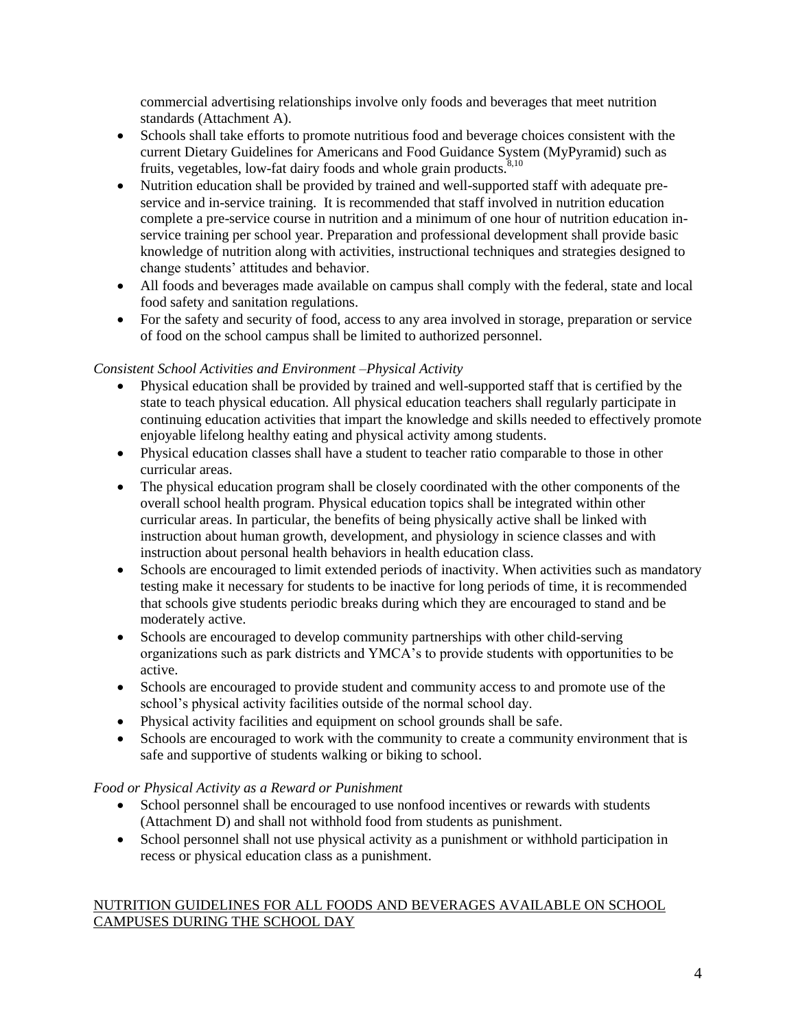commercial advertising relationships involve only foods and beverages that meet nutrition standards (Attachment A).

- Schools shall take efforts to promote nutritious food and beverage choices consistent with the current Dietary Guidelines for Americans and Food Guidance System (MyPyramid) such as fruits, vegetables, low-fat dairy foods and whole grain products.[8,10]
- Nutrition education shall be provided by trained and well-supported staff with adequate pre-service and in-service training. It is recommended that staff involved in nutrition education complete a pre-service course in nutrition and a minimum of one hour of nutrition education in-service training per school year. Preparation and professional development shall provide basic knowledge of nutrition along with activities, instructional techniques and strategies designed to change students' attitudes and behavior.
- All foods and beverages made available on campus shall comply with the federal, state and local food safety and sanitation regulations.
- For the safety and security of food, access to any area involved in storage, preparation or service of food on the school campus shall be limited to authorized personnel.

*Consistent School Activities and Environment –Physical Activity*

- Physical education shall be provided by trained and well-supported staff that is certified by the state to teach physical education. All physical education teachers shall regularly participate in continuing education activities that impart the knowledge and skills needed to effectively promote enjoyable lifelong healthy eating and physical activity among students.
- Physical education classes shall have a student to teacher ratio comparable to those in other curricular areas.
- The physical education program shall be closely coordinated with the other components of the overall school health program. Physical education topics shall be integrated within other curricular areas. In particular, the benefits of being physically active shall be linked with instruction about human growth, development, and physiology in science classes and with instruction about personal health behaviors in health education class.
- Schools are encouraged to limit extended periods of inactivity. When activities such as mandatory testing make it necessary for students to be inactive for long periods of time, it is recommended that schools give students periodic breaks during which they are encouraged to stand and be moderately active.
- Schools are encouraged to develop community partnerships with other child-serving organizations such as park districts and YMCA's to provide students with opportunities to be active.
- Schools are encouraged to provide student and community access to and promote use of the school's physical activity facilities outside of the normal school day.
- Physical activity facilities and equipment on school grounds shall be safe.
- Schools are encouraged to work with the community to create a community environment that is safe and supportive of students walking or biking to school.

*Food or Physical Activity as a Reward or Punishment*

- School personnel shall be encouraged to use nonfood incentives or rewards with students (Attachment D) and shall not withhold food from students as punishment.
- School personnel shall not use physical activity as a punishment or withhold participation in recess or physical education class as a punishment.

<u>NUTRITION GUIDELINES FOR ALL FOODS AND BEVERAGES AVAILABLE ON SCHOOL CAMPUSES DURING THE SCHOOL DAY</u>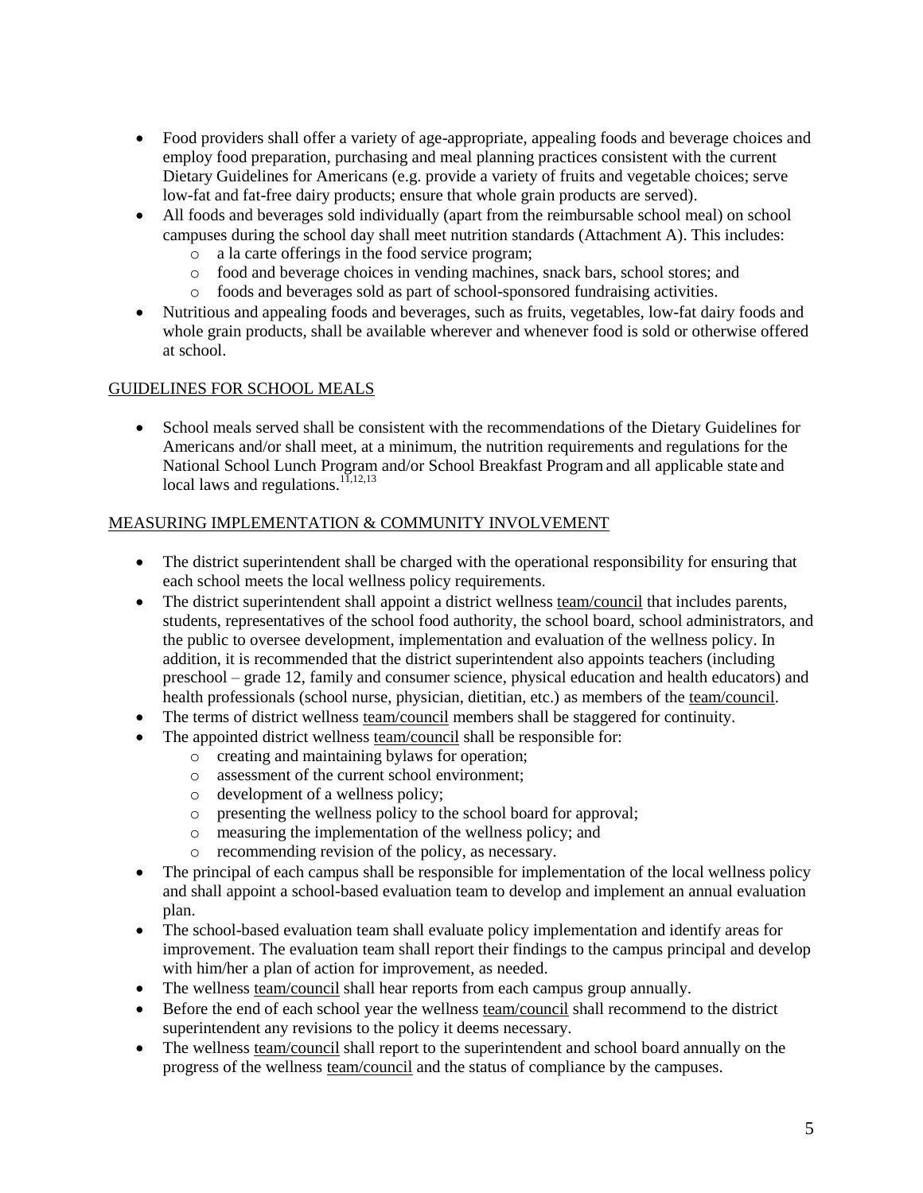- Food providers shall offer a variety of age-appropriate, appealing foods and beverage choices and employ food preparation, purchasing and meal planning practices consistent with the current Dietary Guidelines for Americans (e.g. provide a variety of fruits and vegetable choices; serve low-fat and fat-free dairy products; ensure that whole grain products are served).
- All foods and beverages sold individually (apart from the reimbursable school meal) on school campuses during the school day shall meet nutrition standards (Attachment A). This includes:
    - a la carte offerings in the food service program;
    - food and beverage choices in vending machines, snack bars, school stores; and
    - foods and beverages sold as part of school-sponsored fundraising activities.
- Nutritious and appealing foods and beverages, such as fruits, vegetables, low-fat dairy foods and whole grain products, shall be available wherever and whenever food is sold or otherwise offered at school.

## GUIDELINES FOR SCHOOL MEALS

- School meals served shall be consistent with the recommendations of the Dietary Guidelines for Americans and/or shall meet, at a minimum, the nutrition requirements and regulations for the National School Lunch Program and/or School Breakfast Program and all applicable state and local laws and regulations.[11,12,13]

## MEASURING IMPLEMENTATION & COMMUNITY INVOLVEMENT

- The district superintendent shall be charged with the operational responsibility for ensuring that each school meets the local wellness policy requirements.
- The district superintendent shall appoint a district wellness team/council that includes parents, students, representatives of the school food authority, the school board, school administrators, and the public to oversee development, implementation and evaluation of the wellness policy. In addition, it is recommended that the district superintendent also appoints teachers (including preschool – grade 12, family and consumer science, physical education and health educators) and health professionals (school nurse, physician, dietitian, etc.) as members of the team/council.
- The terms of district wellness team/council members shall be staggered for continuity.
- The appointed district wellness team/council shall be responsible for:
    - creating and maintaining bylaws for operation;
    - assessment of the current school environment;
    - development of a wellness policy;
    - presenting the wellness policy to the school board for approval;
    - measuring the implementation of the wellness policy; and
    - recommending revision of the policy, as necessary.
- The principal of each campus shall be responsible for implementation of the local wellness policy and shall appoint a school-based evaluation team to develop and implement an annual evaluation plan.
- The school-based evaluation team shall evaluate policy implementation and identify areas for improvement. The evaluation team shall report their findings to the campus principal and develop with him/her a plan of action for improvement, as needed.
- The wellness team/council shall hear reports from each campus group annually.
- Before the end of each school year the wellness team/council shall recommend to the district superintendent any revisions to the policy it deems necessary.
- The wellness team/council shall report to the superintendent and school board annually on the progress of the wellness team/council and the status of compliance by the campuses.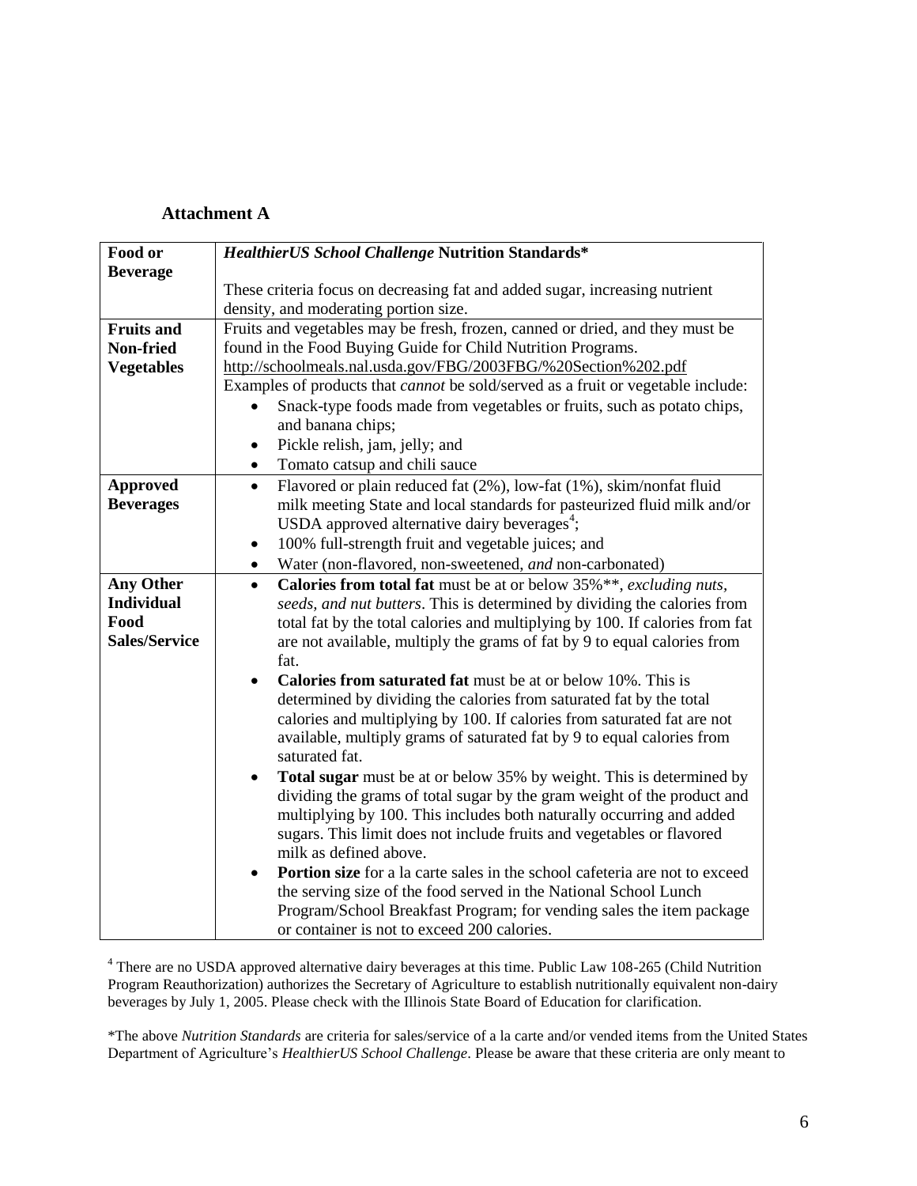**Attachment A**

| Food or Beverage | *HealthierUS School Challenge* **Nutrition Standards*** <br><br> These criteria focus on decreasing fat and added sugar, increasing nutrient density, and moderating portion size. |
|---|---|
| **Fruits and Non-fried Vegetables** | Fruits and vegetables may be fresh, frozen, canned or dried, and they must be found in the Food Buying Guide for Child Nutrition Programs. http://schoolmeals.nal.usda.gov/FBG/2003FBG/%20Section%202.pdf <br> Examples of products that *cannot* be sold/served as a fruit or vegetable include: <br> • Snack-type foods made from vegetables or fruits, such as potato chips, and banana chips; <br> • Pickle relish, jam, jelly; and <br> • Tomato catsup and chili sauce |
| **Approved Beverages** | • Flavored or plain reduced fat (2%), low-fat (1%), skim/nonfat fluid milk meeting State and local standards for pasteurized fluid milk and/or USDA approved alternative dairy beverages[4]; <br> • 100% full-strength fruit and vegetable juices; and <br> • Water (non-flavored, non-sweetened, *and* non-carbonated) |
| **Any Other Individual Food Sales/Service** | • **Calories from total fat** must be at or below 35%**, *excluding nuts, seeds, and nut butters*. This is determined by dividing the calories from total fat by the total calories and multiplying by 100. If calories from fat are not available, multiply the grams of fat by 9 to equal calories from fat. <br> • **Calories from saturated fat** must be at or below 10%. This is determined by dividing the calories from saturated fat by the total calories and multiplying by 100. If calories from saturated fat are not available, multiply grams of saturated fat by 9 to equal calories from saturated fat. <br> • **Total sugar** must be at or below 35% by weight. This is determined by dividing the grams of total sugar by the gram weight of the product and multiplying by 100. This includes both naturally occurring and added sugars. This limit does not include fruits and vegetables or flavored milk as defined above. <br> • **Portion size** for a la carte sales in the school cafeteria are not to exceed the serving size of the food served in the National School Lunch Program/School Breakfast Program; for vending sales the item package or container is not to exceed 200 calories. |

[4] There are no USDA approved alternative dairy beverages at this time. Public Law 108-265 (Child Nutrition Program Reauthorization) authorizes the Secretary of Agriculture to establish nutritionally equivalent non-dairy beverages by July 1, 2005. Please check with the Illinois State Board of Education for clarification.

*The above *Nutrition Standards* are criteria for sales/service of a la carte and/or vended items from the United States Department of Agriculture's *HealthierUS School Challenge*. Please be aware that these criteria are only meant to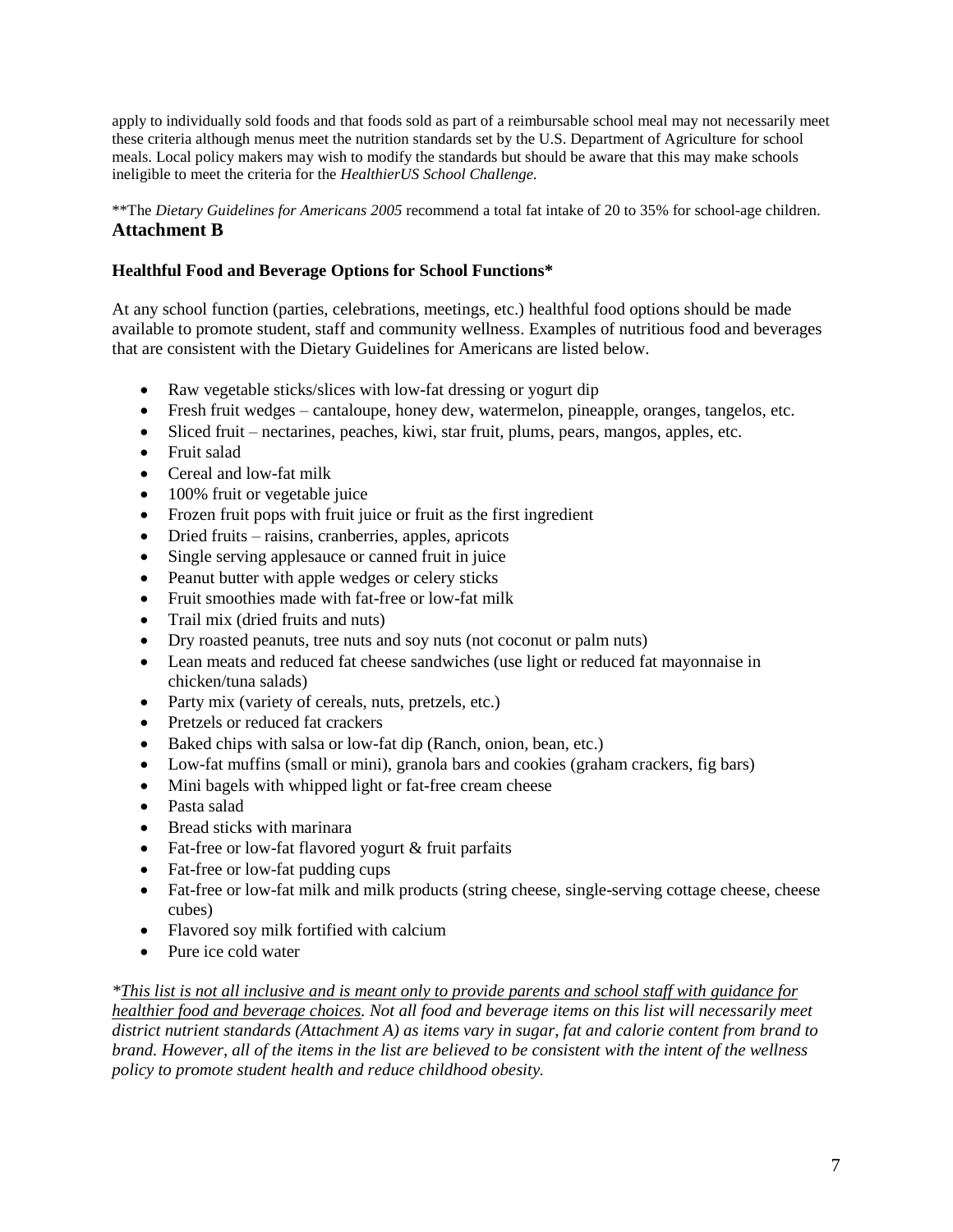apply to individually sold foods and that foods sold as part of a reimbursable school meal may not necessarily meet these criteria although menus meet the nutrition standards set by the U.S. Department of Agriculture for school meals. Local policy makers may wish to modify the standards but should be aware that this may make schools ineligible to meet the criteria for the *HealthierUS School Challenge.*

**The *Dietary Guidelines for Americans 2005* recommend a total fat intake of 20 to 35% for school-age children.

## Attachment B

### Healthful Food and Beverage Options for School Functions*

At any school function (parties, celebrations, meetings, etc.) healthful food options should be made available to promote student, staff and community wellness. Examples of nutritious food and beverages that are consistent with the Dietary Guidelines for Americans are listed below.

- Raw vegetable sticks/slices with low-fat dressing or yogurt dip
- Fresh fruit wedges – cantaloupe, honey dew, watermelon, pineapple, oranges, tangelos, etc.
- Sliced fruit – nectarines, peaches, kiwi, star fruit, plums, pears, mangos, apples, etc.
- Fruit salad
- Cereal and low-fat milk
- 100% fruit or vegetable juice
- Frozen fruit pops with fruit juice or fruit as the first ingredient
- Dried fruits – raisins, cranberries, apples, apricots
- Single serving applesauce or canned fruit in juice
- Peanut butter with apple wedges or celery sticks
- Fruit smoothies made with fat-free or low-fat milk
- Trail mix (dried fruits and nuts)
- Dry roasted peanuts, tree nuts and soy nuts (not coconut or palm nuts)
- Lean meats and reduced fat cheese sandwiches (use light or reduced fat mayonnaise in chicken/tuna salads)
- Party mix (variety of cereals, nuts, pretzels, etc.)
- Pretzels or reduced fat crackers
- Baked chips with salsa or low-fat dip (Ranch, onion, bean, etc.)
- Low-fat muffins (small or mini), granola bars and cookies (graham crackers, fig bars)
- Mini bagels with whipped light or fat-free cream cheese
- Pasta salad
- Bread sticks with marinara
- Fat-free or low-fat flavored yogurt & fruit parfaits
- Fat-free or low-fat pudding cups
- Fat-free or low-fat milk and milk products (string cheese, single-serving cottage cheese, cheese cubes)
- Flavored soy milk fortified with calcium
- Pure ice cold water

*\*This list is not all inclusive and is meant only to provide parents and school staff with guidance for healthier food and beverage choices. Not all food and beverage items on this list will necessarily meet district nutrient standards (Attachment A) as items vary in sugar, fat and calorie content from brand to brand. However, all of the items in the list are believed to be consistent with the intent of the wellness policy to promote student health and reduce childhood obesity.*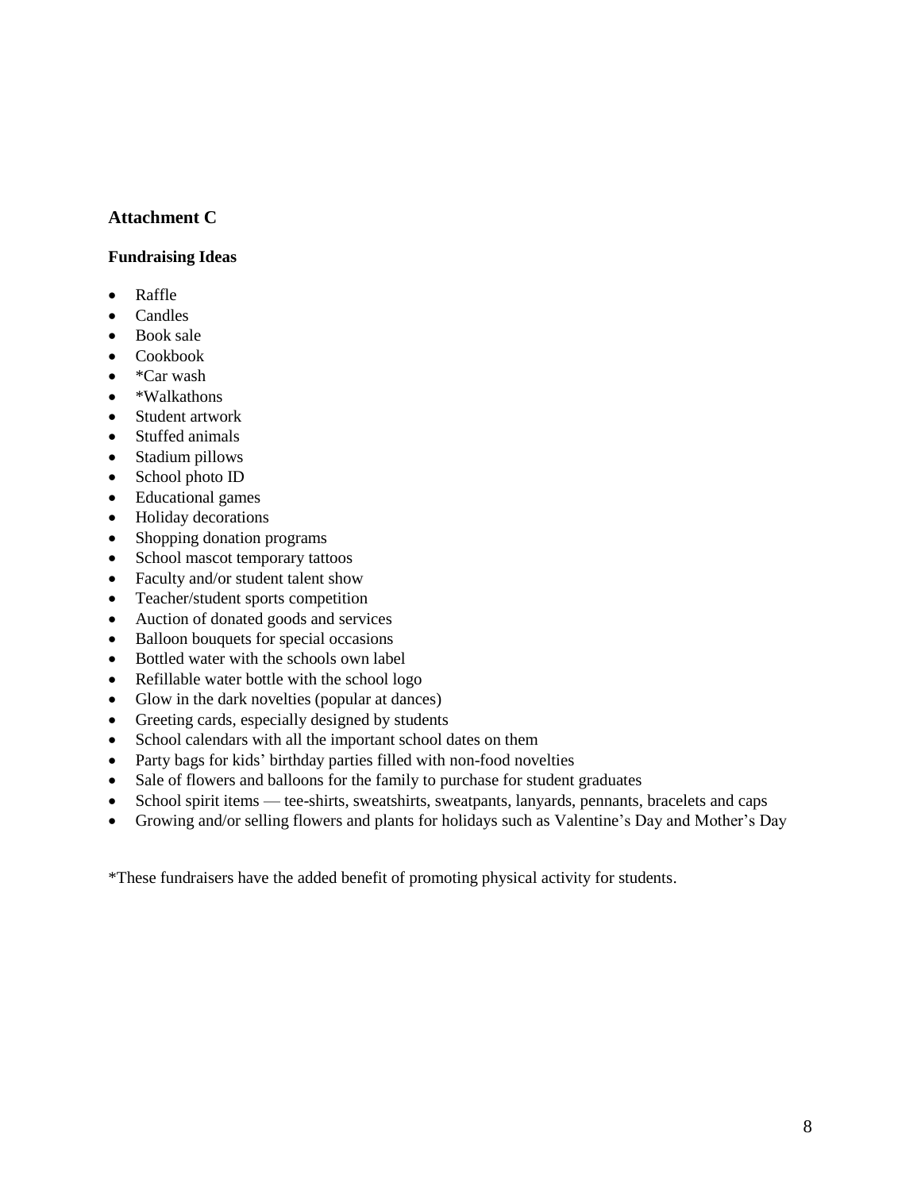## Attachment C

### Fundraising Ideas

- Raffle
- Candles
- Book sale
- Cookbook
- *Car wash
- *Walkathons
- Student artwork
- Stuffed animals
- Stadium pillows
- School photo ID
- Educational games
- Holiday decorations
- Shopping donation programs
- School mascot temporary tattoos
- Faculty and/or student talent show
- Teacher/student sports competition
- Auction of donated goods and services
- Balloon bouquets for special occasions
- Bottled water with the schools own label
- Refillable water bottle with the school logo
- Glow in the dark novelties (popular at dances)
- Greeting cards, especially designed by students
- School calendars with all the important school dates on them
- Party bags for kids' birthday parties filled with non-food novelties
- Sale of flowers and balloons for the family to purchase for student graduates
- School spirit items — tee-shirts, sweatshirts, sweatpants, lanyards, pennants, bracelets and caps
- Growing and/or selling flowers and plants for holidays such as Valentine's Day and Mother's Day

*These fundraisers have the added benefit of promoting physical activity for students.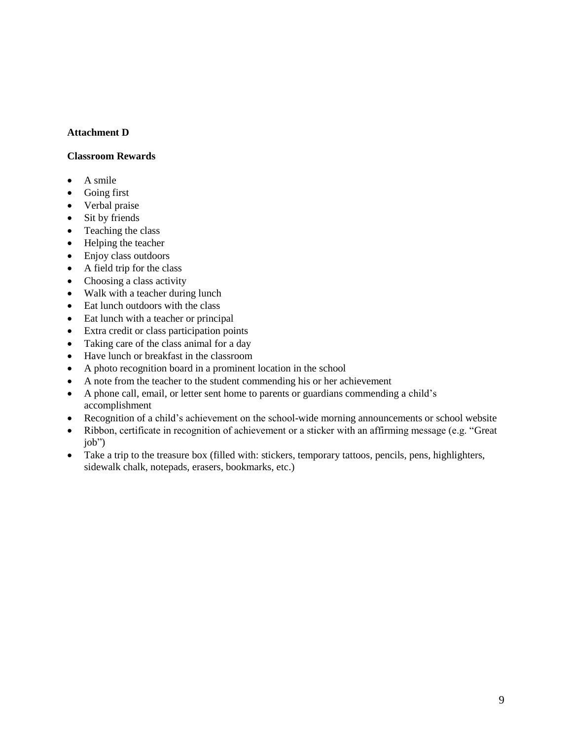**Attachment D**

**Classroom Rewards**

- A smile
- Going first
- Verbal praise
- Sit by friends
- Teaching the class
- Helping the teacher
- Enjoy class outdoors
- A field trip for the class
- Choosing a class activity
- Walk with a teacher during lunch
- Eat lunch outdoors with the class
- Eat lunch with a teacher or principal
- Extra credit or class participation points
- Taking care of the class animal for a day
- Have lunch or breakfast in the classroom
- A photo recognition board in a prominent location in the school
- A note from the teacher to the student commending his or her achievement
- A phone call, email, or letter sent home to parents or guardians commending a child's accomplishment
- Recognition of a child's achievement on the school-wide morning announcements or school website
- Ribbon, certificate in recognition of achievement or a sticker with an affirming message (e.g. "Great job")
- Take a trip to the treasure box (filled with: stickers, temporary tattoos, pencils, pens, highlighters, sidewalk chalk, notepads, erasers, bookmarks, etc.)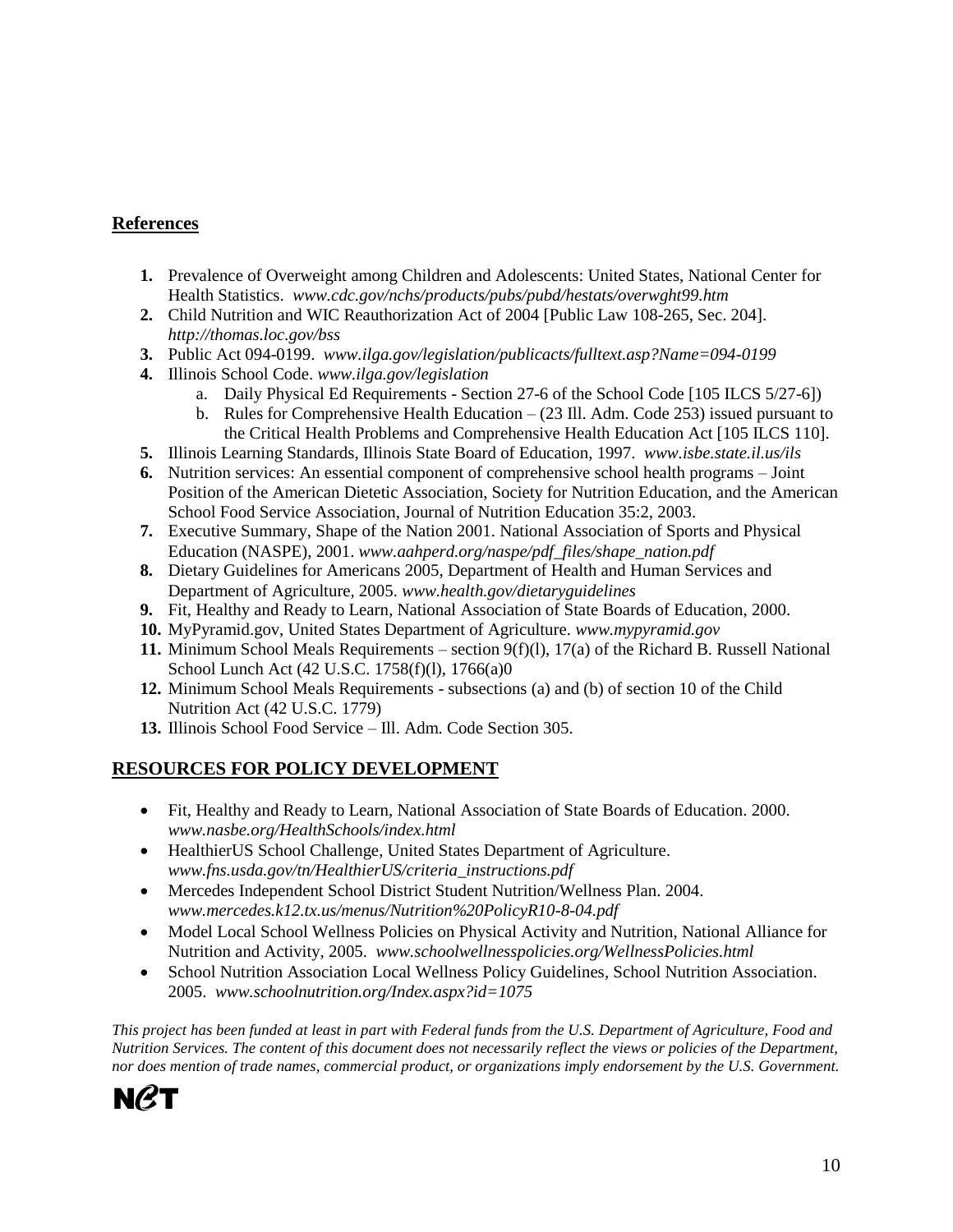## References

1. Prevalence of Overweight among Children and Adolescents: United States, National Center for Health Statistics. *www.cdc.gov/nchs/products/pubs/pubd/hestats/overwght99.htm*
2. Child Nutrition and WIC Reauthorization Act of 2004 [Public Law 108-265, Sec. 204]. *http://thomas.loc.gov/bss*
3. Public Act 094-0199. *www.ilga.gov/legislation/publicacts/fulltext.asp?Name=094-0199*
4. Illinois School Code. *www.ilga.gov/legislation*
   a. Daily Physical Ed Requirements - Section 27-6 of the School Code [105 ILCS 5/27-6])
   b. Rules for Comprehensive Health Education – (23 Ill. Adm. Code 253) issued pursuant to the Critical Health Problems and Comprehensive Health Education Act [105 ILCS 110].
5. Illinois Learning Standards, Illinois State Board of Education, 1997. *www.isbe.state.il.us/ils*
6. Nutrition services: An essential component of comprehensive school health programs – Joint Position of the American Dietetic Association, Society for Nutrition Education, and the American School Food Service Association, Journal of Nutrition Education 35:2, 2003.
7. Executive Summary, Shape of the Nation 2001. National Association of Sports and Physical Education (NASPE), 2001. *www.aahperd.org/naspe/pdf_files/shape_nation.pdf*
8. Dietary Guidelines for Americans 2005, Department of Health and Human Services and Department of Agriculture, 2005. *www.health.gov/dietaryguidelines*
9. Fit, Healthy and Ready to Learn, National Association of State Boards of Education, 2000.
10. MyPyramid.gov, United States Department of Agriculture. *www.mypyramid.gov*
11. Minimum School Meals Requirements – section 9(f)(l), 17(a) of the Richard B. Russell National School Lunch Act (42 U.S.C. 1758(f)(l), 1766(a)0
12. Minimum School Meals Requirements - subsections (a) and (b) of section 10 of the Child Nutrition Act (42 U.S.C. 1779)
13. Illinois School Food Service – Ill. Adm. Code Section 305.

## RESOURCES FOR POLICY DEVELOPMENT

- Fit, Healthy and Ready to Learn, National Association of State Boards of Education. 2000. *www.nasbe.org/HealthSchools/index.html*
- HealthierUS School Challenge, United States Department of Agriculture. *www.fns.usda.gov/tn/HealthierUS/criteria_instructions.pdf*
- Mercedes Independent School District Student Nutrition/Wellness Plan. 2004. *www.mercedes.k12.tx.us/menus/Nutrition%20PolicyR10-8-04.pdf*
- Model Local School Wellness Policies on Physical Activity and Nutrition, National Alliance for Nutrition and Activity, 2005. *www.schoolwellnesspolicies.org/WellnessPolicies.html*
- School Nutrition Association Local Wellness Policy Guidelines, School Nutrition Association. 2005. *www.schoolnutrition.org/Index.aspx?id=1075*

*This project has been funded at least in part with Federal funds from the U.S. Department of Agriculture, Food and Nutrition Services. The content of this document does not necessarily reflect the views or policies of the Department, nor does mention of trade names, commercial product, or organizations imply endorsement by the U.S. Government.*

NCT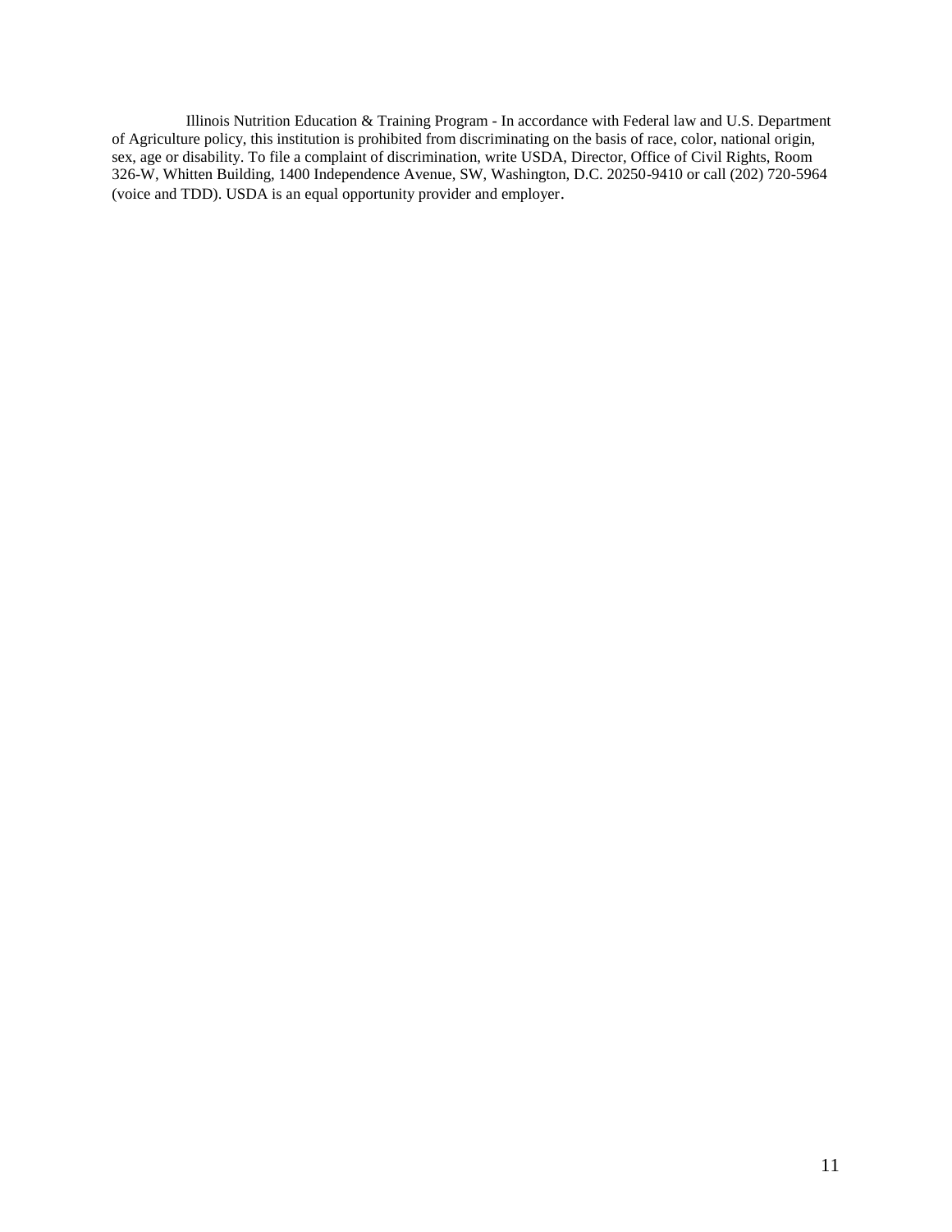Illinois Nutrition Education & Training Program - In accordance with Federal law and U.S. Department of Agriculture policy, this institution is prohibited from discriminating on the basis of race, color, national origin, sex, age or disability. To file a complaint of discrimination, write USDA, Director, Office of Civil Rights, Room 326-W, Whitten Building, 1400 Independence Avenue, SW, Washington, D.C. 20250-9410 or call (202) 720-5964 (voice and TDD). USDA is an equal opportunity provider and employer.